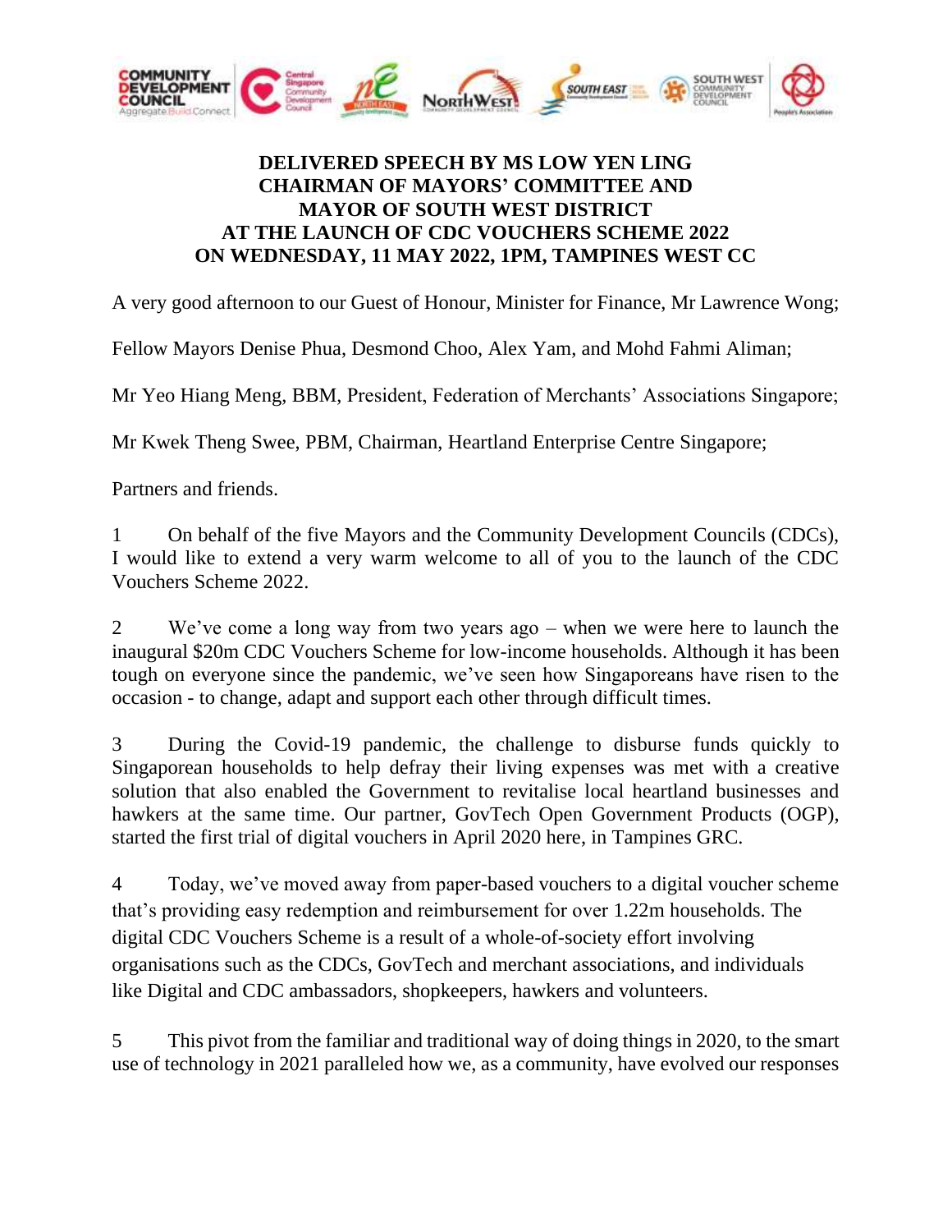**DELIVERED SPEECH BY MS LOW YEN LING**
**CHAIRMAN OF MAYORS' COMMITTEE AND**
**MAYOR OF SOUTH WEST DISTRICT**
**AT THE LAUNCH OF CDC VOUCHERS SCHEME 2022**
**ON WEDNESDAY, 11 MAY 2022, 1PM, TAMPINES WEST CC**

A very good afternoon to our Guest of Honour, Minister for Finance, Mr Lawrence Wong;

Fellow Mayors Denise Phua, Desmond Choo, Alex Yam, and Mohd Fahmi Aliman;

Mr Yeo Hiang Meng, BBM, President, Federation of Merchants' Associations Singapore;

Mr Kwek Theng Swee, PBM, Chairman, Heartland Enterprise Centre Singapore;

Partners and friends.

1 On behalf of the five Mayors and the Community Development Councils (CDCs), I would like to extend a very warm welcome to all of you to the launch of the CDC Vouchers Scheme 2022.

2 We've come a long way from two years ago – when we were here to launch the inaugural $20m CDC Vouchers Scheme for low-income households. Although it has been tough on everyone since the pandemic, we've seen how Singaporeans have risen to the occasion - to change, adapt and support each other through difficult times.

3 During the Covid-19 pandemic, the challenge to disburse funds quickly to Singaporean households to help defray their living expenses was met with a creative solution that also enabled the Government to revitalise local heartland businesses and hawkers at the same time. Our partner, GovTech Open Government Products (OGP), started the first trial of digital vouchers in April 2020 here, in Tampines GRC.

4 Today, we've moved away from paper-based vouchers to a digital voucher scheme that's providing easy redemption and reimbursement for over 1.22m households. The digital CDC Vouchers Scheme is a result of a whole-of-society effort involving organisations such as the CDCs, GovTech and merchant associations, and individuals like Digital and CDC ambassadors, shopkeepers, hawkers and volunteers.

5 This pivot from the familiar and traditional way of doing things in 2020, to the smart use of technology in 2021 paralleled how we, as a community, have evolved our responses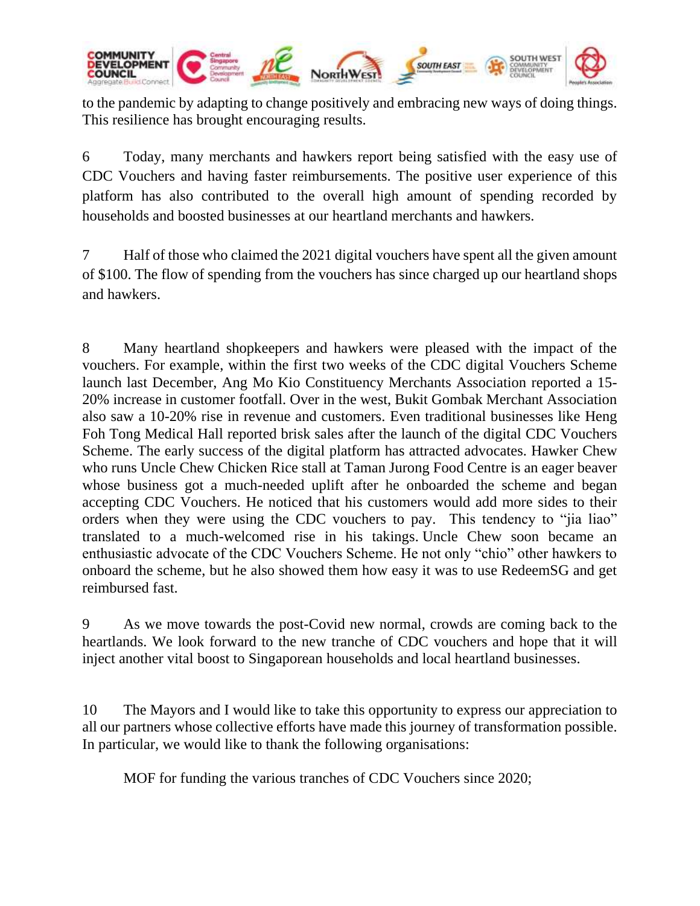to the pandemic by adapting to change positively and embracing new ways of doing things. This resilience has brought encouraging results.

6 Today, many merchants and hawkers report being satisfied with the easy use of CDC Vouchers and having faster reimbursements. The positive user experience of this platform has also contributed to the overall high amount of spending recorded by households and boosted businesses at our heartland merchants and hawkers.

7 Half of those who claimed the 2021 digital vouchers have spent all the given amount of $100. The flow of spending from the vouchers has since charged up our heartland shops and hawkers.

8 Many heartland shopkeepers and hawkers were pleased with the impact of the vouchers. For example, within the first two weeks of the CDC digital Vouchers Scheme launch last December, Ang Mo Kio Constituency Merchants Association reported a 15-20% increase in customer footfall. Over in the west, Bukit Gombak Merchant Association also saw a 10-20% rise in revenue and customers. Even traditional businesses like Heng Foh Tong Medical Hall reported brisk sales after the launch of the digital CDC Vouchers Scheme. The early success of the digital platform has attracted advocates. Hawker Chew who runs Uncle Chew Chicken Rice stall at Taman Jurong Food Centre is an eager beaver whose business got a much-needed uplift after he onboarded the scheme and began accepting CDC Vouchers. He noticed that his customers would add more sides to their orders when they were using the CDC vouchers to pay. This tendency to "jia liao" translated to a much-welcomed rise in his takings. Uncle Chew soon became an enthusiastic advocate of the CDC Vouchers Scheme. He not only "chio" other hawkers to onboard the scheme, but he also showed them how easy it was to use RedeemSG and get reimbursed fast.

9 As we move towards the post-Covid new normal, crowds are coming back to the heartlands. We look forward to the new tranche of CDC vouchers and hope that it will inject another vital boost to Singaporean households and local heartland businesses.

10 The Mayors and I would like to take this opportunity to express our appreciation to all our partners whose collective efforts have made this journey of transformation possible. In particular, we would like to thank the following organisations:

MOF for funding the various tranches of CDC Vouchers since 2020;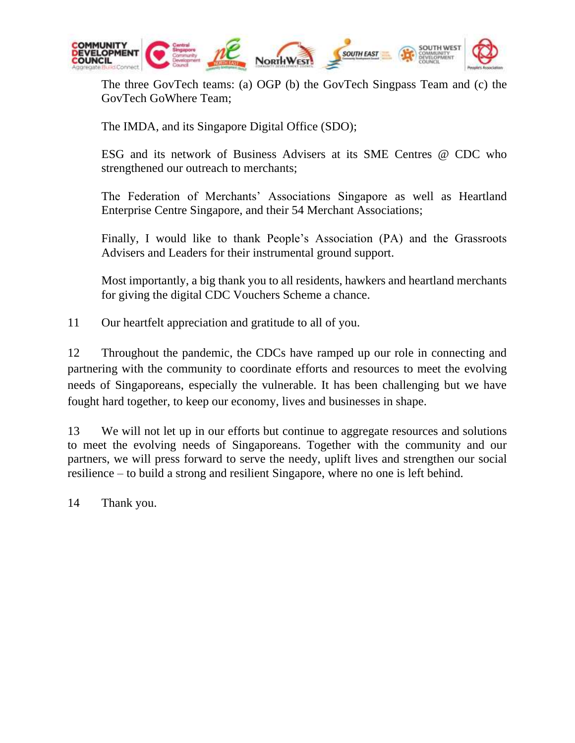The three GovTech teams: (a) OGP (b) the GovTech Singpass Team and (c) the GovTech GoWhere Team;

The IMDA, and its Singapore Digital Office (SDO);

ESG and its network of Business Advisers at its SME Centres @ CDC who strengthened our outreach to merchants;

The Federation of Merchants' Associations Singapore as well as Heartland Enterprise Centre Singapore, and their 54 Merchant Associations;

Finally, I would like to thank People's Association (PA) and the Grassroots Advisers and Leaders for their instrumental ground support.

Most importantly, a big thank you to all residents, hawkers and heartland merchants for giving the digital CDC Vouchers Scheme a chance.

11 Our heartfelt appreciation and gratitude to all of you.

12 Throughout the pandemic, the CDCs have ramped up our role in connecting and partnering with the community to coordinate efforts and resources to meet the evolving needs of Singaporeans, especially the vulnerable. It has been challenging but we have fought hard together, to keep our economy, lives and businesses in shape.

13 We will not let up in our efforts but continue to aggregate resources and solutions to meet the evolving needs of Singaporeans. Together with the community and our partners, we will press forward to serve the needy, uplift lives and strengthen our social resilience – to build a strong and resilient Singapore, where no one is left behind.

14 Thank you.